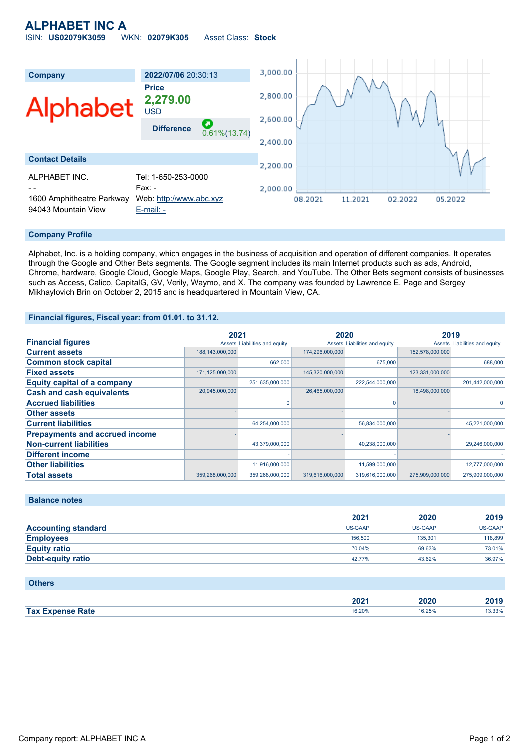# ALPHABET INC A

ISIN: **US02079K3059** WKN: **02079K305** Asset Class: **Stock**

| Company | 2022/07/06 20:30:13 |
|---|---|
| Alphabet | **Price** |
| | **2,279.00** |
| | USD |
| | **Difference** 0.61%(13.74) |

## Contact Details

| | |
|---|---|
| ALPHABET INC. | Tel: 1-650-253-0000 |
| - - | Fax: - |
| 1600 Amphitheatre Parkway | Web: http://www.abc.xyz |
| 94043 Mountain View | E-mail: - |

## Company Profile

Alphabet, Inc. is a holding company, which engages in the business of acquisition and operation of different companies. It operates through the Google and Other Bets segments. The Google segment includes its main Internet products such as ads, Android, Chrome, hardware, Google Cloud, Google Maps, Google Play, Search, and YouTube. The Other Bets segment consists of businesses such as Access, Calico, CapitalG, GV, Verily, Waymo, and X. The company was founded by Lawrence E. Page and Sergey Mikhaylovich Brin on October 2, 2015 and is headquartered in Mountain View, CA.

## Financial figures, Fiscal year: from 01.01. to 31.12.

| Financial figures | 2021 Assets | 2021 Liabilities and equity | 2020 Assets | 2020 Liabilities and equity | 2019 Assets | 2019 Liabilities and equity |
|---|---|---|---|---|---|---|
| **Current assets** | 188,143,000,000 | | 174,296,000,000 | | 152,578,000,000 | |
| **Common stock capital** | | 662,000 | | 675,000 | | 688,000 |
| **Fixed assets** | 171,125,000,000 | | 145,320,000,000 | | 123,331,000,000 | |
| **Equity capital of a company** | | 251,635,000,000 | | 222,544,000,000 | | 201,442,000,000 |
| **Cash and cash equivalents** | 20,945,000,000 | | 26,465,000,000 | | 18,498,000,000 | |
| **Accrued liabilities** | | 0 | | 0 | | 0 |
| **Other assets** | - | | - | | - | |
| **Current liabilities** | | 64,254,000,000 | | 56,834,000,000 | | 45,221,000,000 |
| **Prepayments and accrued income** | - | | - | | - | |
| **Non-current liabilities** | | 43,379,000,000 | | 40,238,000,000 | | 29,246,000,000 |
| **Different income** | | - | | - | | - |
| **Other liabilities** | | 11,916,000,000 | | 11,599,000,000 | | 12,777,000,000 |
| **Total assets** | 359,268,000,000 | 359,268,000,000 | 319,616,000,000 | 319,616,000,000 | 275,909,000,000 | 275,909,000,000 |

## Balance notes

| | 2021 | 2020 | 2019 |
|---|---|---|---|
| **Accounting standard** | US-GAAP | US-GAAP | US-GAAP |
| **Employees** | 156,500 | 135,301 | 118,899 |
| **Equity ratio** | 70.04% | 69.63% | 73.01% |
| **Debt-equity ratio** | 42.77% | 43.62% | 36.97% |

## Others

| | 2021 | 2020 | 2019 |
|---|---|---|---|
| **Tax Expense Rate** | 16.20% | 16.25% | 13.33% |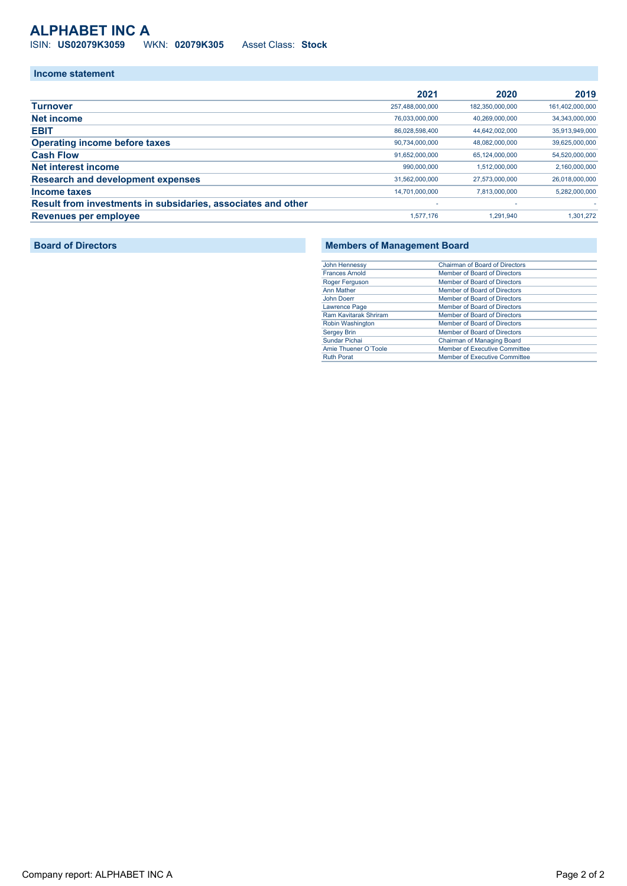# ALPHABET INC A

ISIN: **US02079K3059** WKN: **02079K305** Asset Class: **Stock**

## Income statement

| | 2021 | 2020 | 2019 |
|---|---|---|---|
| **Turnover** | 257,488,000,000 | 182,350,000,000 | 161,402,000,000 |
| **Net income** | 76,033,000,000 | 40,269,000,000 | 34,343,000,000 |
| **EBIT** | 86,028,598,400 | 44,642,002,000 | 35,913,949,000 |
| **Operating income before taxes** | 90,734,000,000 | 48,082,000,000 | 39,625,000,000 |
| **Cash Flow** | 91,652,000,000 | 65,124,000,000 | 54,520,000,000 |
| **Net interest income** | 990,000,000 | 1,512,000,000 | 2,160,000,000 |
| **Research and development expenses** | 31,562,000,000 | 27,573,000,000 | 26,018,000,000 |
| **Income taxes** | 14,701,000,000 | 7,813,000,000 | 5,282,000,000 |
| **Result from investments in subsidaries, associates and other** | - | - | - |
| **Revenues per employee** | 1,577,176 | 1,291,940 | 1,301,272 |

## Board of Directors

## Members of Management Board

| | |
|---|---|
| John Hennessy | Chairman of Board of Directors |
| Frances Arnold | Member of Board of Directors |
| Roger Ferguson | Member of Board of Directors |
| Ann Mather | Member of Board of Directors |
| John Doerr | Member of Board of Directors |
| Lawrence Page | Member of Board of Directors |
| Ram Kavitarak Shriram | Member of Board of Directors |
| Robin Washington | Member of Board of Directors |
| Sergey Brin | Member of Board of Directors |
| Sundar Pichai | Chairman of Managing Board |
| Amie Thuener O´Toole | Member of Executive Committee |
| Ruth Porat | Member of Executive Committee |